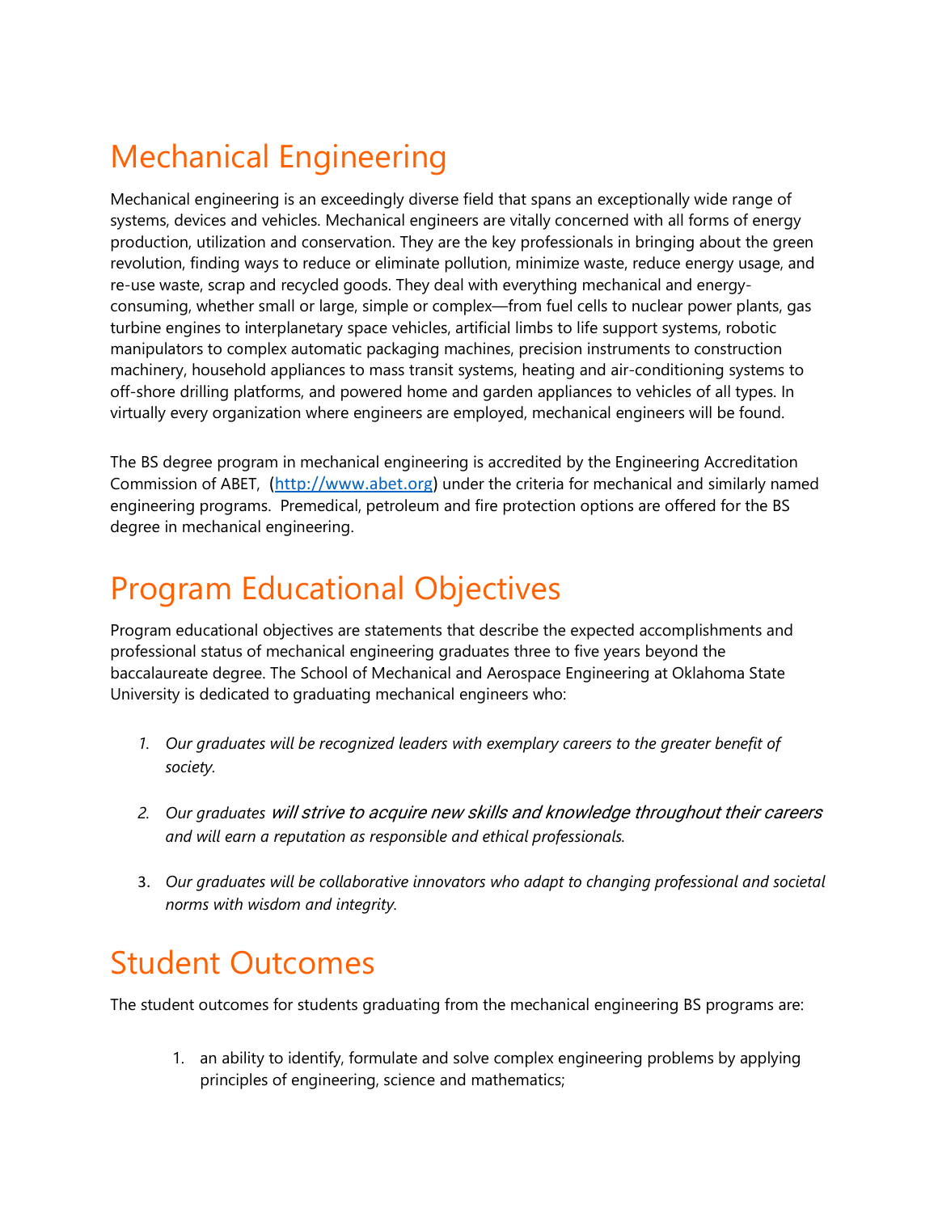# Mechanical Engineering

Mechanical engineering is an exceedingly diverse field that spans an exceptionally wide range of systems, devices and vehicles. Mechanical engineers are vitally concerned with all forms of energy production, utilization and conservation. They are the key professionals in bringing about the green revolution, finding ways to reduce or eliminate pollution, minimize waste, reduce energy usage, and re-use waste, scrap and recycled goods. They deal with everything mechanical and energy-consuming, whether small or large, simple or complex—from fuel cells to nuclear power plants, gas turbine engines to interplanetary space vehicles, artificial limbs to life support systems, robotic manipulators to complex automatic packaging machines, precision instruments to construction machinery, household appliances to mass transit systems, heating and air-conditioning systems to off-shore drilling platforms, and powered home and garden appliances to vehicles of all types. In virtually every organization where engineers are employed, mechanical engineers will be found.

The BS degree program in mechanical engineering is accredited by the Engineering Accreditation Commission of ABET, ([http://www.abet.org](http://www.abet.org)) under the criteria for mechanical and similarly named engineering programs. Premedical, petroleum and fire protection options are offered for the BS degree in mechanical engineering.

# Program Educational Objectives

Program educational objectives are statements that describe the expected accomplishments and professional status of mechanical engineering graduates three to five years beyond the baccalaureate degree. The School of Mechanical and Aerospace Engineering at Oklahoma State University is dedicated to graduating mechanical engineers who:

1. *Our graduates will be recognized leaders with exemplary careers to the greater benefit of society.*
2. *Our graduates will strive to acquire new skills and knowledge throughout their careers and will earn a reputation as responsible and ethical professionals.*
3. *Our graduates will be collaborative innovators who adapt to changing professional and societal norms with wisdom and integrity.*

# Student Outcomes

The student outcomes for students graduating from the mechanical engineering BS programs are:

1. an ability to identify, formulate and solve complex engineering problems by applying principles of engineering, science and mathematics;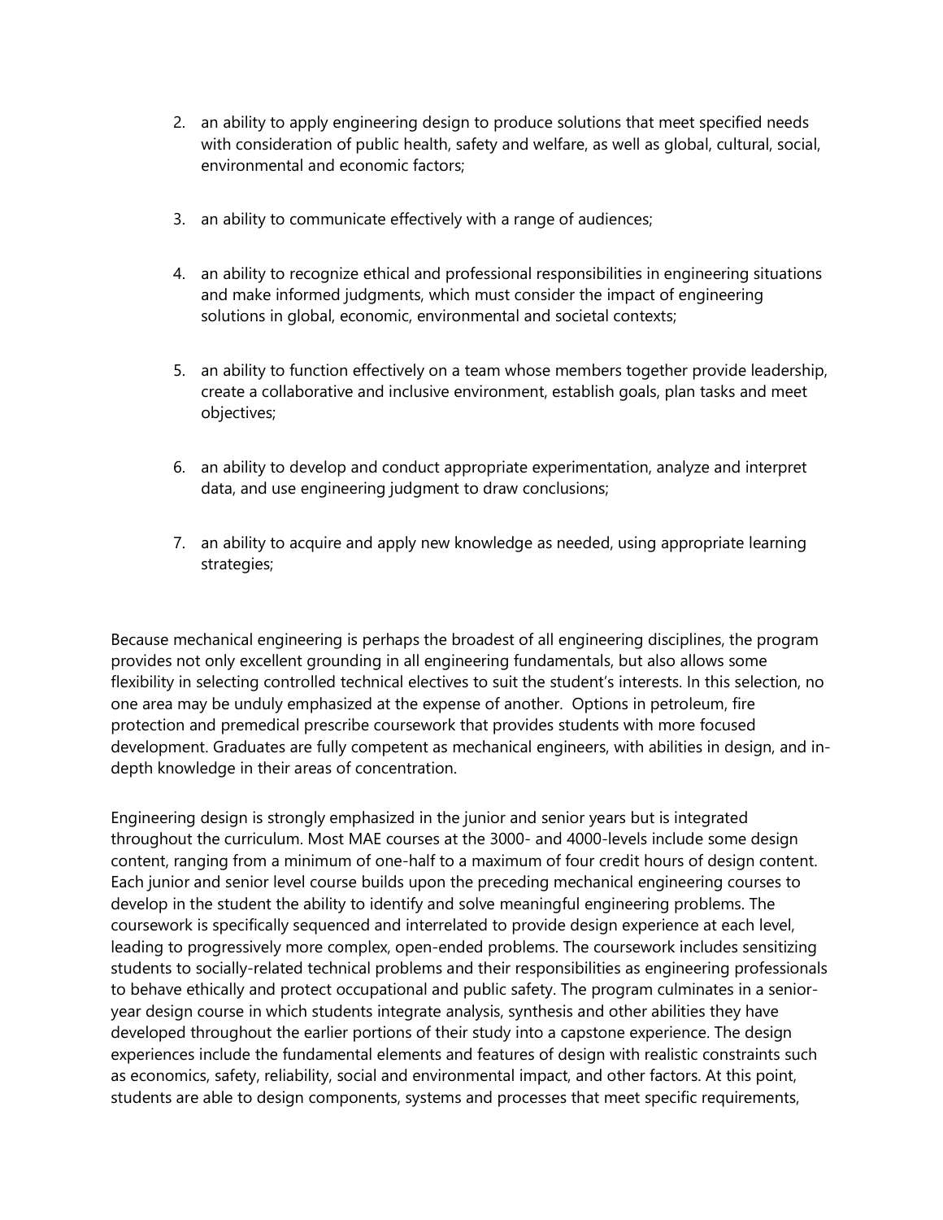2. an ability to apply engineering design to produce solutions that meet specified needs with consideration of public health, safety and welfare, as well as global, cultural, social, environmental and economic factors;

3. an ability to communicate effectively with a range of audiences;

4. an ability to recognize ethical and professional responsibilities in engineering situations and make informed judgments, which must consider the impact of engineering solutions in global, economic, environmental and societal contexts;

5. an ability to function effectively on a team whose members together provide leadership, create a collaborative and inclusive environment, establish goals, plan tasks and meet objectives;

6. an ability to develop and conduct appropriate experimentation, analyze and interpret data, and use engineering judgment to draw conclusions;

7. an ability to acquire and apply new knowledge as needed, using appropriate learning strategies;

Because mechanical engineering is perhaps the broadest of all engineering disciplines, the program provides not only excellent grounding in all engineering fundamentals, but also allows some flexibility in selecting controlled technical electives to suit the student's interests. In this selection, no one area may be unduly emphasized at the expense of another. Options in petroleum, fire protection and premedical prescribe coursework that provides students with more focused development. Graduates are fully competent as mechanical engineers, with abilities in design, and in-depth knowledge in their areas of concentration.

Engineering design is strongly emphasized in the junior and senior years but is integrated throughout the curriculum. Most MAE courses at the 3000- and 4000-levels include some design content, ranging from a minimum of one-half to a maximum of four credit hours of design content. Each junior and senior level course builds upon the preceding mechanical engineering courses to develop in the student the ability to identify and solve meaningful engineering problems. The coursework is specifically sequenced and interrelated to provide design experience at each level, leading to progressively more complex, open-ended problems. The coursework includes sensitizing students to socially-related technical problems and their responsibilities as engineering professionals to behave ethically and protect occupational and public safety. The program culminates in a senior-year design course in which students integrate analysis, synthesis and other abilities they have developed throughout the earlier portions of their study into a capstone experience. The design experiences include the fundamental elements and features of design with realistic constraints such as economics, safety, reliability, social and environmental impact, and other factors. At this point, students are able to design components, systems and processes that meet specific requirements,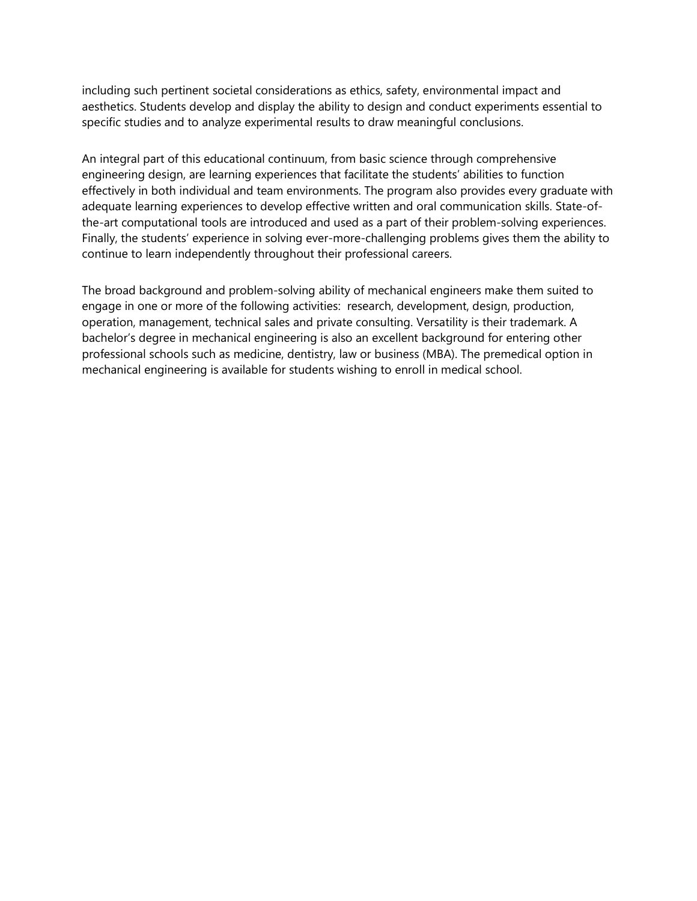including such pertinent societal considerations as ethics, safety, environmental impact and aesthetics. Students develop and display the ability to design and conduct experiments essential to specific studies and to analyze experimental results to draw meaningful conclusions.

An integral part of this educational continuum, from basic science through comprehensive engineering design, are learning experiences that facilitate the students' abilities to function effectively in both individual and team environments. The program also provides every graduate with adequate learning experiences to develop effective written and oral communication skills. State-of-the-art computational tools are introduced and used as a part of their problem-solving experiences. Finally, the students' experience in solving ever-more-challenging problems gives them the ability to continue to learn independently throughout their professional careers.

The broad background and problem-solving ability of mechanical engineers make them suited to engage in one or more of the following activities: research, development, design, production, operation, management, technical sales and private consulting. Versatility is their trademark. A bachelor's degree in mechanical engineering is also an excellent background for entering other professional schools such as medicine, dentistry, law or business (MBA). The premedical option in mechanical engineering is available for students wishing to enroll in medical school.